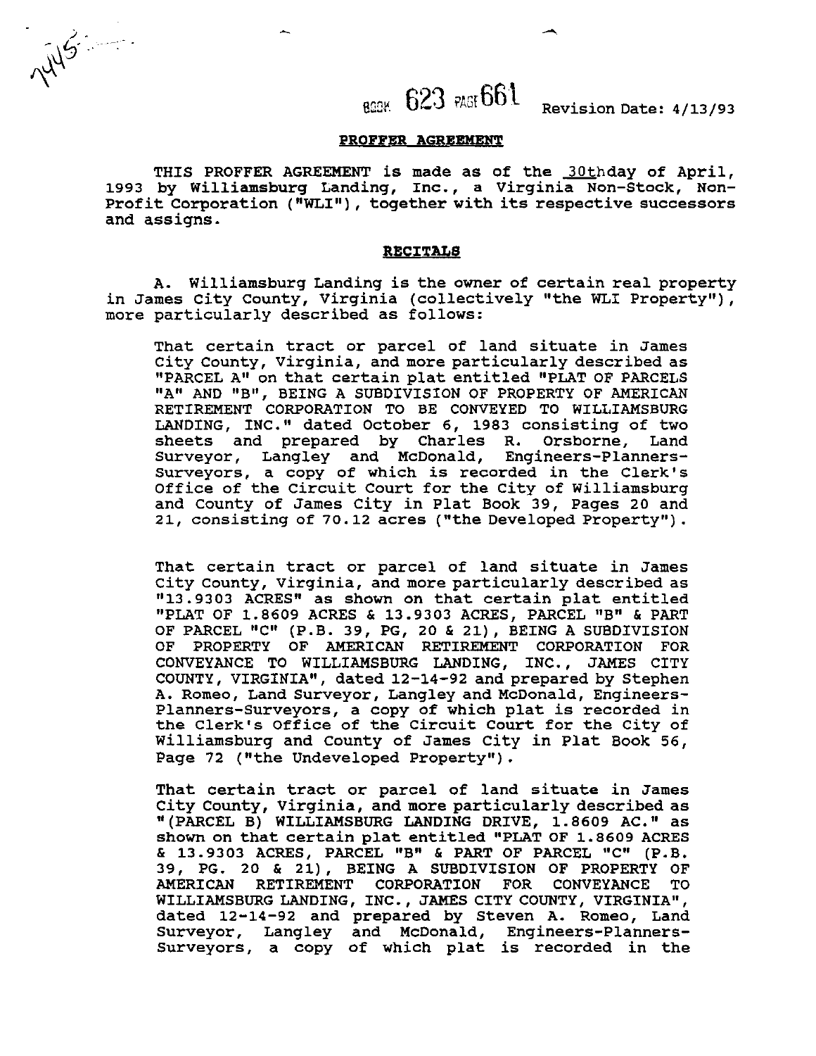BOOK 623 PAGE 661 Revision Date: 4/13/93

## PROFFER AGREEMENT

THIS PROFFER AGREEMENT is made as of the 30th day of April, 1993 by Williamsburg Landing, Inc., a Virginia Non-Stock, Non-Profit Corporation ("WLI"), together with its respective successors and assigns.

## RECITALS

A. Williamsburg Landing is the owner of certain real property in James City County, Virginia (collectively "the WLI Property"), more particularly described as follows:

> That certain tract or parcel of land situate in James City County, Virginia, and more particularly described as "PARCEL A" on that certain plat entitled "PLAT OF PARCELS "A" AND "B", BEING A SUBDIVISION OF PROPERTY OF AMERICAN RETIREMENT CORPORATION TO BE CONVEYED TO WILLIAMSBURG LANDING, INC." dated October 6, 1983 consisting of two sheets and prepared by Charles R. Orsborne, Land Surveyor, Langley and McDonald, Engineers-Planners-Surveyors, a copy of which is recorded in the Clerk's Office of the Circuit Court for the City of Williamsburg and County of James City in Plat Book 39, Pages 20 and 21, consisting of 70.12 acres ("the Developed Property").

> That certain tract or parcel of land situate in James City County, Virginia, and more particularly described as "13.9303 ACRES" as shown on that certain plat entitled "PLAT OF 1.8609 ACRES & 13.9303 ACRES, PARCEL "B" & PART OF PARCEL "C" (P.B. 39, PG, 20 & 21), BEING A SUBDIVISION OF PROPERTY OF AMERICAN RETIREMENT CORPORATION FOR CONVEYANCE TO WILLIAMSBURG LANDING, INC., JAMES CITY COUNTY, VIRGINIA", dated 12-14-92 and prepared by Stephen A. Romeo, Land Surveyor, Langley and McDonald, Engineers-Planners-Surveyors, a copy of which plat is recorded in the Clerk's Office of the Circuit Court for the City of Williamsburg and County of James City in Plat Book 56, Page 72 ("the Undeveloped Property").

> That certain tract or parcel of land situate in James City County, Virginia, and more particularly described as "(PARCEL B) WILLIAMSBURG LANDING DRIVE, 1.8609 AC." as shown on that certain plat entitled "PLAT OF 1.8609 ACRES & 13.9303 ACRES, PARCEL "B" & PART OF PARCEL "C" (P.B. 39, PG. 20 & 21), BEING A SUBDIVISION OF PROPERTY OF AMERICAN RETIREMENT CORPORATION FOR CONVEYANCE TO WILLIAMSBURG LANDING, INC., JAMES CITY COUNTY, VIRGINIA", dated 12-14-92 and prepared by Steven A. Romeo, Land Surveyor, Langley and McDonald, Engineers-Planners-Surveyors, a copy of which plat is recorded in the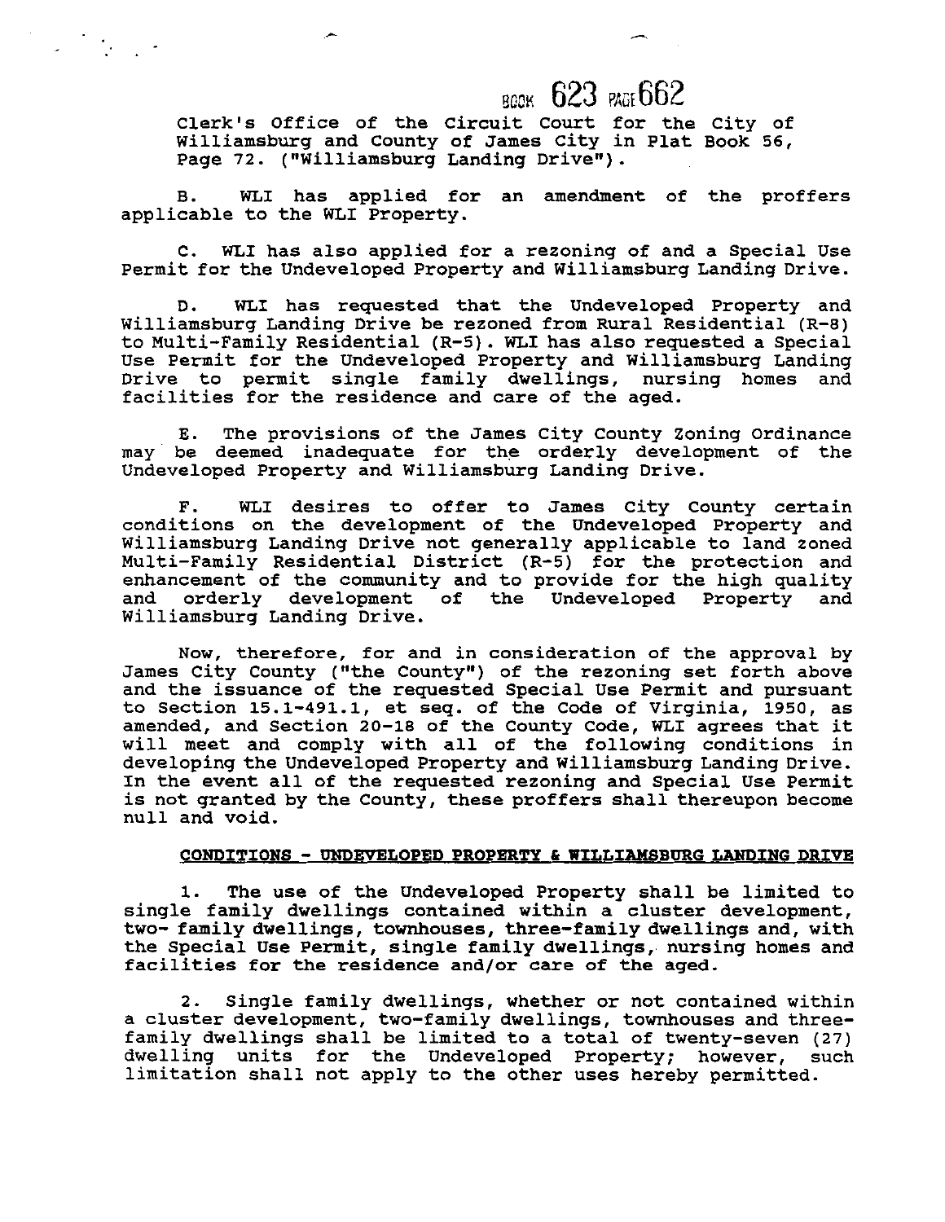BOOK 623 PAGE 662

Clerk's Office of the Circuit Court for the City of Williamsburg and County of James City in Plat Book 56, Page 72. ("Williamsburg Landing Drive").

B. WLI has applied for an amendment of the proffers applicable to the WLI Property.

C. WLI has also applied for a rezoning of and a Special Use Permit for the Undeveloped Property and Williamsburg Landing Drive.

D. WLI has requested that the Undeveloped Property and Williamsburg Landing Drive be rezoned from Rural Residential (R-8) to Multi-Family Residential (R-5). WLI has also requested a Special Use Permit for the Undeveloped Property and Williamsburg Landing Drive to permit single family dwellings, nursing homes and facilities for the residence and care of the aged.

E. The provisions of the James City County Zoning Ordinance may be deemed inadequate for the orderly development of the Undeveloped Property and Williamsburg Landing Drive.

F. WLI desires to offer to James City County certain conditions on the development of the Undeveloped Property and Williamsburg Landing Drive not generally applicable to land zoned Multi-Family Residential District (R-5) for the protection and enhancement of the community and to provide for the high quality and orderly development of the Undeveloped Property and Williamsburg Landing Drive.

Now, therefore, for and in consideration of the approval by James City County ("the County") of the rezoning set forth above and the issuance of the requested Special Use Permit and pursuant to Section 15.1-491.1, et seq. of the Code of Virginia, 1950, as amended, and Section 20-18 of the County Code, WLI agrees that it will meet and comply with all of the following conditions in developing the Undeveloped Property and Williamsburg Landing Drive. In the event all of the requested rezoning and Special Use Permit is not granted by the County, these proffers shall thereupon become null and void.

**CONDITIONS - UNDEVELOPED PROPERTY & WILLIAMSBURG LANDING DRIVE**

1. The use of the Undeveloped Property shall be limited to single family dwellings contained within a cluster development, two- family dwellings, townhouses, three-family dwellings and, with the Special Use Permit, single family dwellings, nursing homes and facilities for the residence and/or care of the aged.

2. Single family dwellings, whether or not contained within a cluster development, two-family dwellings, townhouses and three-family dwellings shall be limited to a total of twenty-seven (27) dwelling units for the Undeveloped Property; however, such limitation shall not apply to the other uses hereby permitted.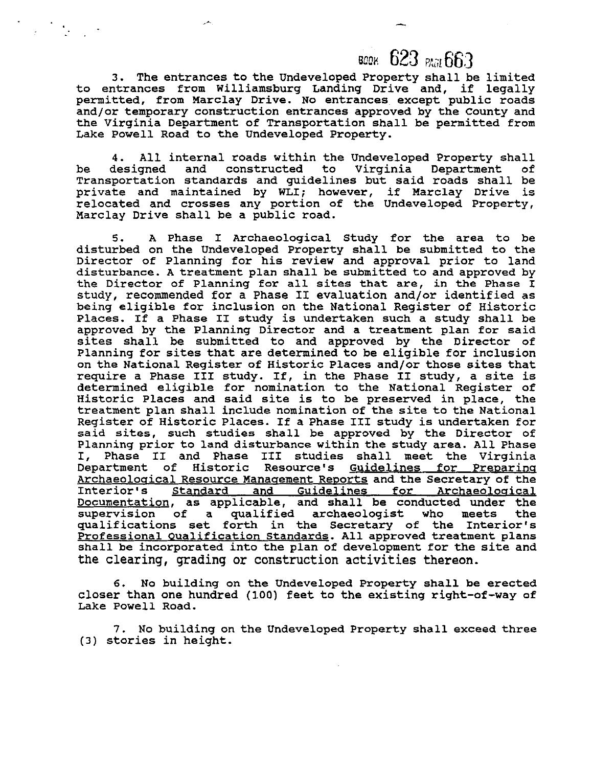3. The entrances to the Undeveloped Property shall be limited to entrances from Williamsburg Landing Drive and, if legally permitted, from Marclay Drive. No entrances except public roads and/or temporary construction entrances approved by the County and the Virginia Department of Transportation shall be permitted from Lake Powell Road to the Undeveloped Property.

4. All internal roads within the Undeveloped Property shall be designed and constructed to Virginia Department of Transportation standards and guidelines but said roads shall be private and maintained by WLI; however, if Marclay Drive is relocated and crosses any portion of the Undeveloped Property, Marclay Drive shall be a public road.

5. A Phase I Archaeological Study for the area to be disturbed on the Undeveloped Property shall be submitted to the Director of Planning for his review and approval prior to land disturbance. A treatment plan shall be submitted to and approved by the Director of Planning for all sites that are, in the Phase I study, recommended for a Phase II evaluation and/or identified as being eligible for inclusion on the National Register of Historic Places. If a Phase II study is undertaken such a study shall be approved by the Planning Director and a treatment plan for said sites shall be submitted to and approved by the Director of Planning for sites that are determined to be eligible for inclusion on the National Register of Historic Places and/or those sites that require a Phase III study. If, in the Phase II study, a site is determined eligible for nomination to the National Register of Historic Places and said site is to be preserved in place, the treatment plan shall include nomination of the site to the National Register of Historic Places. If a Phase III study is undertaken for said sites, such studies shall be approved by the Director of Planning prior to land disturbance within the study area. All Phase I, Phase II and Phase III studies shall meet the Virginia Department of Historic Resource's Guidelines for Preparing Archaeological Resource Management Reports and the Secretary of the Interior's Standard and Guidelines for Archaeological Documentation, as applicable, and shall be conducted under the supervision of a qualified archaeologist who meets the qualifications set forth in the Secretary of the Interior's Professional Qualification Standards. All approved treatment plans shall be incorporated into the plan of development for the site and the clearing, grading or construction activities thereon.

6. No building on the Undeveloped Property shall be erected closer than one hundred (100) feet to the existing right-of-way of Lake Powell Road.

7. No building on the Undeveloped Property shall exceed three (3) stories in height.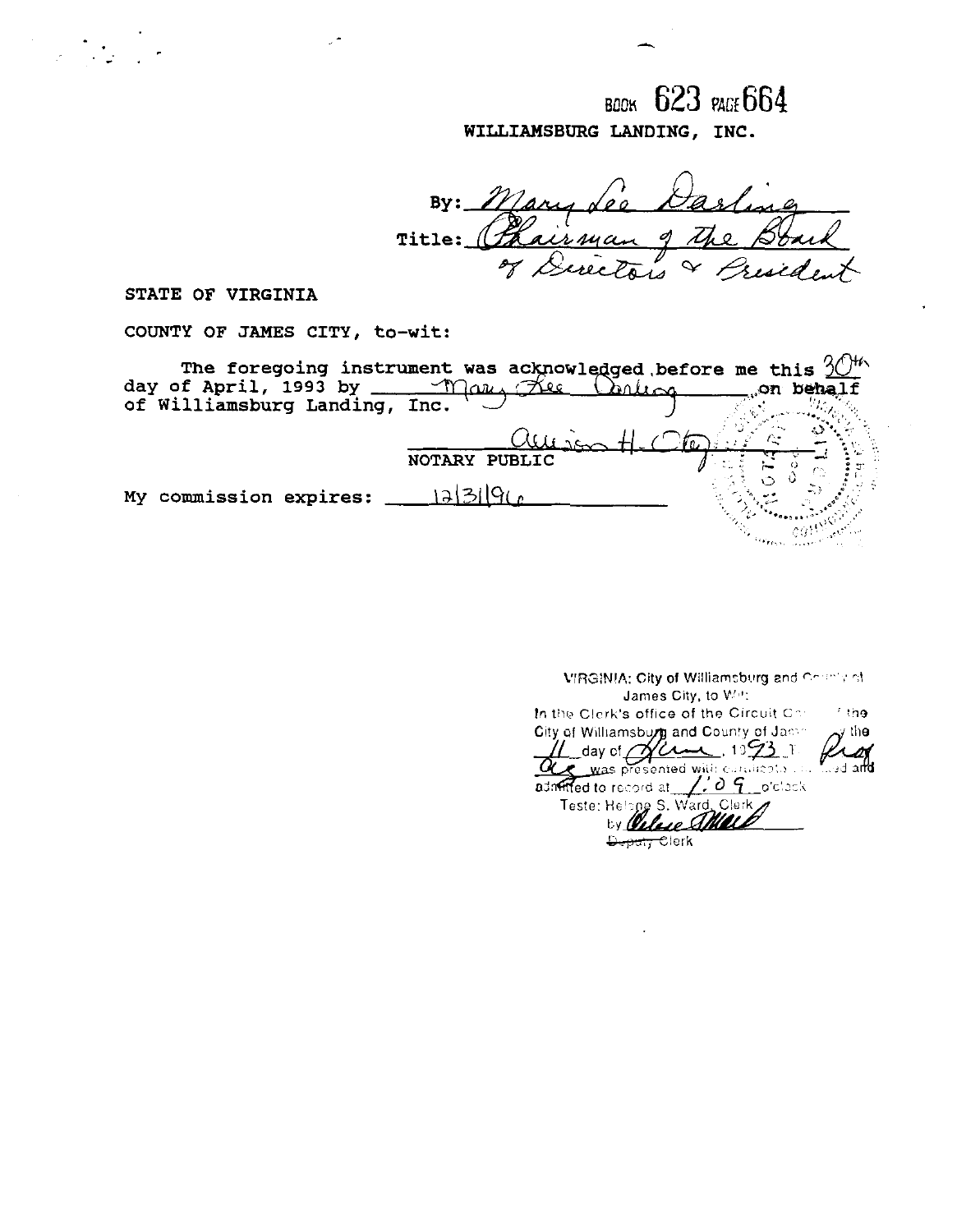BOOK 623 PAGE 664

WILLIAMSBURG LANDING, INC.

By: Mary Lee Darling
Title: Chairman of the Board of Directors & President

STATE OF VIRGINIA

COUNTY OF JAMES CITY, to-wit:

The foregoing instrument was acknowledged before me this 30th day of April, 1993 by Mary Lee Darling on behalf of Williamsburg Landing, Inc.

Allison H. Ct...
NOTARY PUBLIC

My commission expires: 12/31/96

VIRGINIA: City of Williamsburg and County of James City, to Wit:
In the Clerk's office of the Circuit Court of the City of Williamsburg and County of James City the 11 day of June, 1993 this deed was presented with certificate annexed and admitted to record at 1:09 o'clock
Teste: Helene S. Ward, Clerk
by ________
Deputy Clerk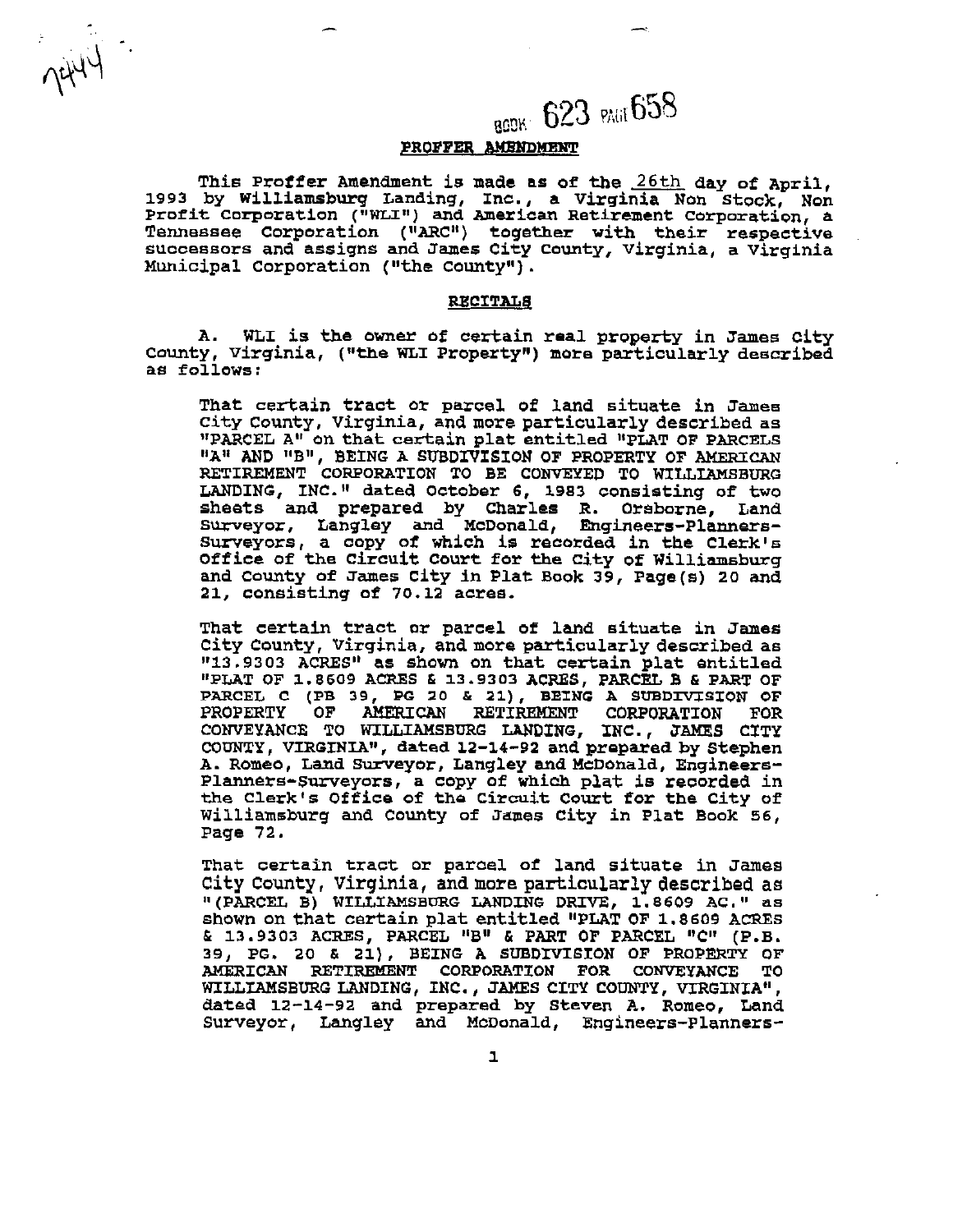BOOK 623 PAGE 658

## PROFFER AMENDMENT

This Proffer Amendment is made as of the 26th day of April, 1993 by Williamsburg Landing, Inc., a Virginia Non Stock, Non Profit Corporation ("WLI") and American Retirement Corporation, a Tennessee Corporation ("ARC") together with their respective successors and assigns and James City County, Virginia, a Virginia Municipal Corporation ("the County").

## RECITALS

A. WLI is the owner of certain real property in James City County, Virginia, ("the WLI Property") more particularly described as follows:

> That certain tract or parcel of land situate in James City County, Virginia, and more particularly described as "PARCEL A" on that certain plat entitled "PLAT OF PARCELS "A" AND "B", BEING A SUBDIVISION OF PROPERTY OF AMERICAN RETIREMENT CORPORATION TO BE CONVEYED TO WILLIAMSBURG LANDING, INC." dated October 6, 1983 consisting of two sheets and prepared by Charles R. Orsborne, Land Surveyor, Langley and McDonald, Engineers-Planners-Surveyors, a copy of which is recorded in the Clerk's Office of the Circuit Court for the City of Williamsburg and County of James City in Plat Book 39, Page(s) 20 and 21, consisting of 70.12 acres.
>
> That certain tract or parcel of land situate in James City County, Virginia, and more particularly described as "13.9303 ACRES" as shown on that certain plat entitled "PLAT OF 1.8609 ACRES & 13.9303 ACRES, PARCEL B & PART OF PARCEL C (PB 39, PG 20 & 21), BEING A SUBDIVISION OF PROPERTY OF AMERICAN RETIREMENT CORPORATION FOR CONVEYANCE TO WILLIAMSBURG LANDING, INC., JAMES CITY COUNTY, VIRGINIA", dated 12-14-92 and prepared by Stephen A. Romeo, Land Surveyor, Langley and McDonald, Engineers-Planners-Surveyors, a copy of which plat is recorded in the Clerk's Office of the Circuit Court for the City of Williamsburg and County of James City in Plat Book 56, Page 72.
>
> That certain tract or parcel of land situate in James City County, Virginia, and more particularly described as "(PARCEL B) WILLIAMSBURG LANDING DRIVE, 1.8609 AC." as shown on that certain plat entitled "PLAT OF 1.8609 ACRES & 13.9303 ACRES, PARCEL "B" & PART OF PARCEL "C" (P.B. 39, PG. 20 & 21), BEING A SUBDIVISION OF PROPERTY OF AMERICAN RETIREMENT CORPORATION FOR CONVEYANCE TO WILLIAMSBURG LANDING, INC., JAMES CITY COUNTY, VIRGINIA", dated 12-14-92 and prepared by Steven A. Romeo, Land Surveyor, Langley and McDonald, Engineers-Planners-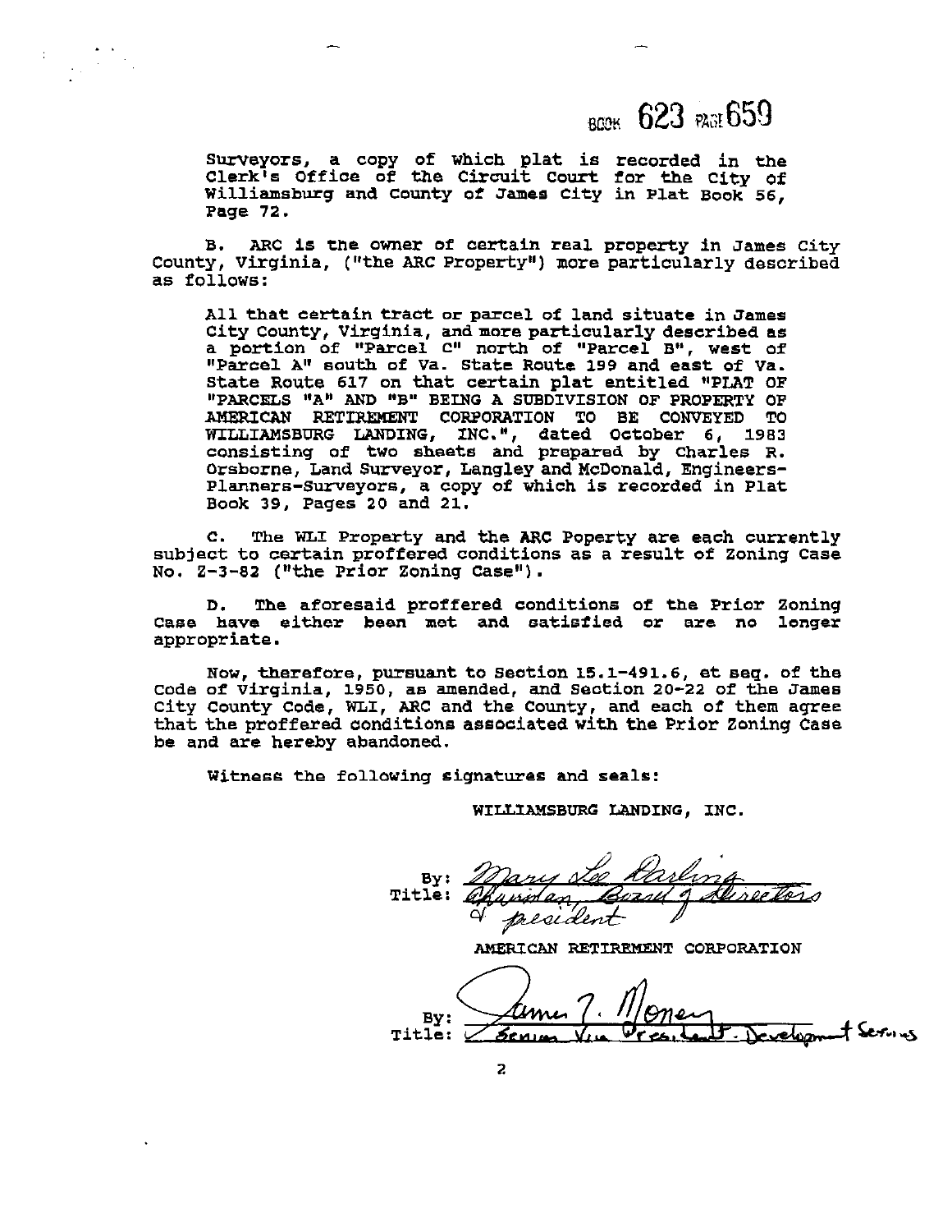Surveyors, a copy of which plat is recorded in the Clerk's Office of the Circuit Court for the City of Williamsburg and County of James City in Plat Book 56, Page 72.

B. ARC is the owner of certain real property in James City County, Virginia, ("the ARC Property") more particularly described as follows:

All that certain tract or parcel of land situate in James City County, Virginia, and more particularly described as a portion of "Parcel C" north of "Parcel B", west of "Parcel A" south of Va. State Route 199 and east of Va. State Route 617 on that certain plat entitled "PLAT OF "PARCELS "A" AND "B" BEING A SUBDIVISION OF PROPERTY OF AMERICAN RETIREMENT CORPORATION TO BE CONVEYED TO WILLIAMSBURG LANDING, INC.", dated October 6, 1983 consisting of two sheets and prepared by Charles R. Orsborne, Land Surveyor, Langley and McDonald, Engineers-Planners-Surveyors, a copy of which is recorded in Plat Book 39, Pages 20 and 21.

C. The WLI Property and the ARC Poperty are each currently subject to certain proffered conditions as a result of Zoning Case No. Z-3-82 ("the Prior Zoning Case").

D. The aforesaid proffered conditions of the Prior Zoning Case have either been met and satisfied or are no longer appropriate.

Now, therefore, pursuant to Section 15.1-491.6, et seq. of the Code of Virginia, 1950, as amended, and Section 20-22 of the James City County Code, WLI, ARC and the County, and each of them agree that the proffered conditions associated with the Prior Zoning Case be and are hereby abandoned.

Witness the following signatures and seals:

WILLIAMSBURG LANDING, INC.

By: *Mary Lee Darling*
Title: *Chairman, Board of Directors & president*

AMERICAN RETIREMENT CORPORATION

By: *James T. Money*
Title: *Senior Vice President - Development Services*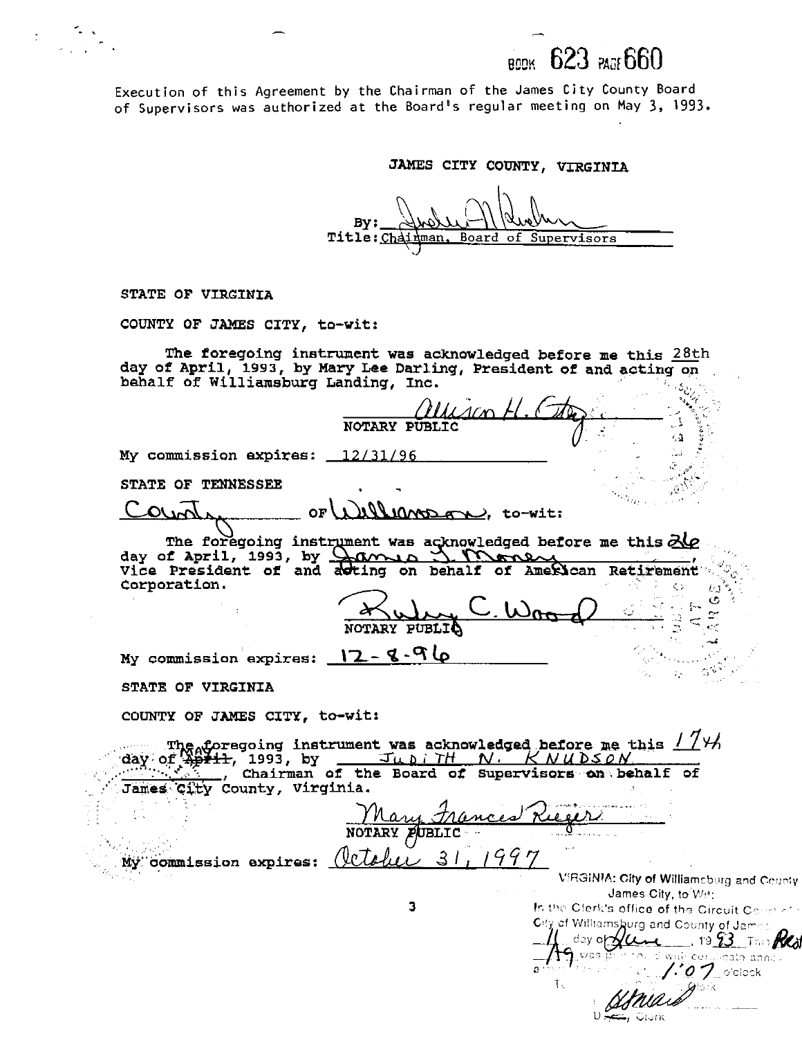BOOK 623 PAGE 660

Execution of this Agreement by the Chairman of the James City County Board of Supervisors was authorized at the Board's regular meeting on May 3, 1993.

JAMES CITY COUNTY, VIRGINIA

By: ___________________________

Title: Chairman, Board of Supervisors

STATE OF VIRGINIA

COUNTY OF JAMES CITY, to-wit:

The foregoing instrument was acknowledged before me this 28th day of April, 1993, by Mary Lee Darling, President of and acting on behalf of Williamsburg Landing, Inc.

Allison H. Otey
NOTARY PUBLIC

My commission expires: 12/31/96

STATE OF TENNESSEE

County of Williamson, to-wit:

The foregoing instrument was acknowledged before me this 26 day of April, 1993, by James J. Money, Vice President of and acting on behalf of American Retirement Corporation.

Ruby C. Wood
NOTARY PUBLIC

My commission expires: 12-8-96

STATE OF VIRGINIA

COUNTY OF JAMES CITY, to-wit:

The foregoing instrument was acknowledged before me this 17th day of ~~April~~ MAY, 1993, by JUDITH N. KNUDSON, Chairman of the Board of Supervisors on behalf of James City County, Virginia.

Mary Frances Rieger
NOTARY PUBLIC

My commission expires: October 31, 1997

VIRGINIA: City of Williamsburg and County James City, to Wit:
In the Clerk's office of the Circuit Court of the City of Williamsburg and County of James City the 11 day of June, 1993. This Record was presented with certificate annexed and admitted to record at 1:07 o'clock

Teste: ________, Clerk

By: ________, Deputy Clerk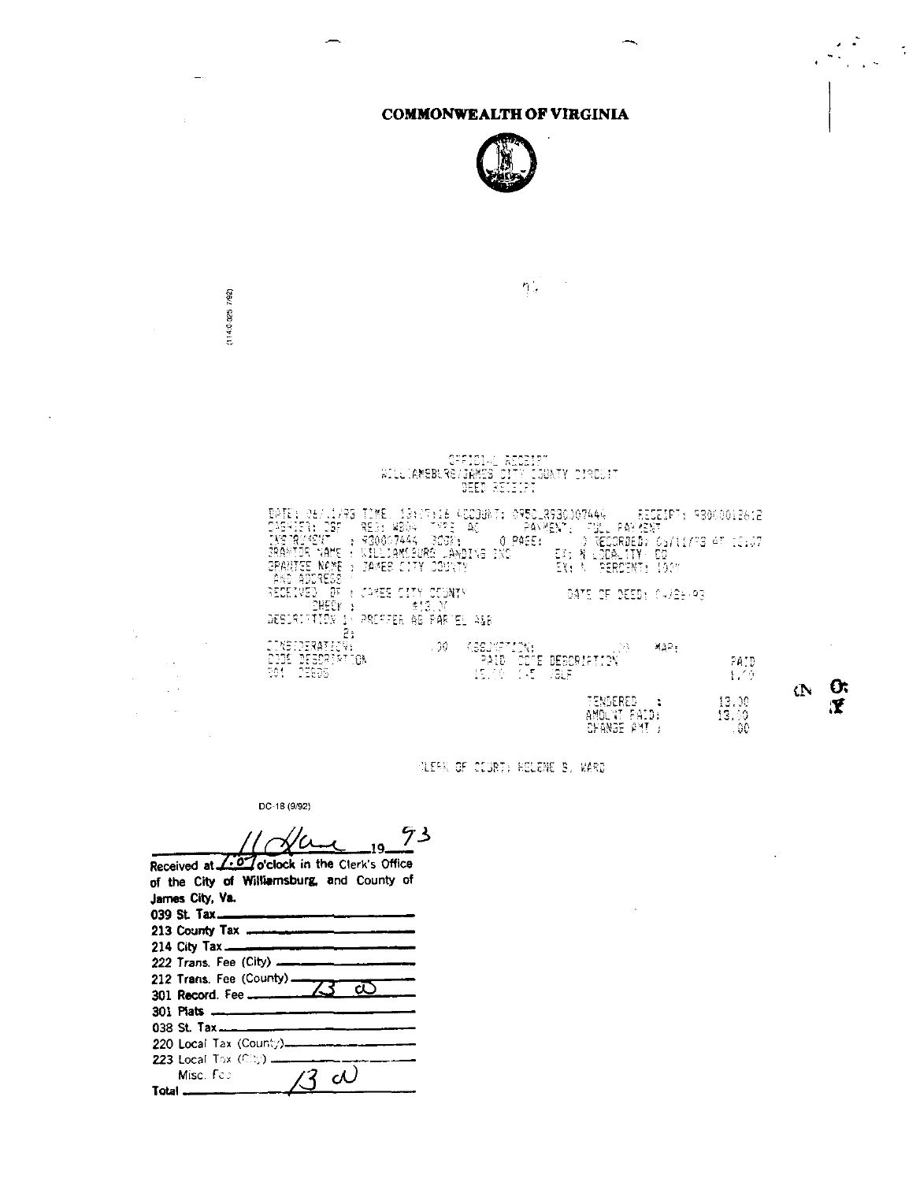# COMMONWEALTH OF VIRGINIA

(1140-025 7/92)

OFFICIAL RECEIPT
WILLIAMSBURG/JAMES CITY COUNTY CIRCUIT
DEED RECEIPT

DATE: 06/11/93 TIME: 13:07:16 ACCOUNT: 095CLR930007444 RECEIPT: 93000012612
CASHIER: CSF REG: WB04 TYPE: AC PAYMENT: FULL PAYMENT
INSTRUMENT : 930007444 BOOK: 0 PAGE: 0 RECORDED: 06/11/93 AT 13:07
GRANTOR NAME : WILLIAMSBURG LANDING INC EX: N LOCALITY: CO
GRANTEE NAME : JAMES CITY COUNTY EX: N PERCENT: 100%
AND ADDRESS :
RECEIVED OF : JAMES CITY COUNTY DATE OF DEED: 04/26/93
CHECK : $13.00
DESCRIPTION 1: PROFFER RE PARCEL A&B
2:
CONSIDERATION: .00 ASSUMPTION: .00 MAP:
CODE DESCRIPTION PAID CODE DESCRIPTION PAID
301 DEEDS 13.00 145 VSLF 1.00

TENDERED : 13.00
AMOUNT PAID: 13.00
CHANGE AMT : .00

CLERK OF COURT: HELENE S. WARD

DC-18 (9/92)

11 June 19 93

Received at 1:07 o'clock in the Clerk's Office of the City of Williamsburg, and County of James City, Va.

039 St. Tax
213 County Tax
214 City Tax
222 Trans. Fee (City)
212 Trans. Fee (County)
301 Record. Fee 13 00
301 Plats
038 St. Tax
220 Local Tax (County)
223 Local Tax (City)
Misc. Fee
Total 13 00